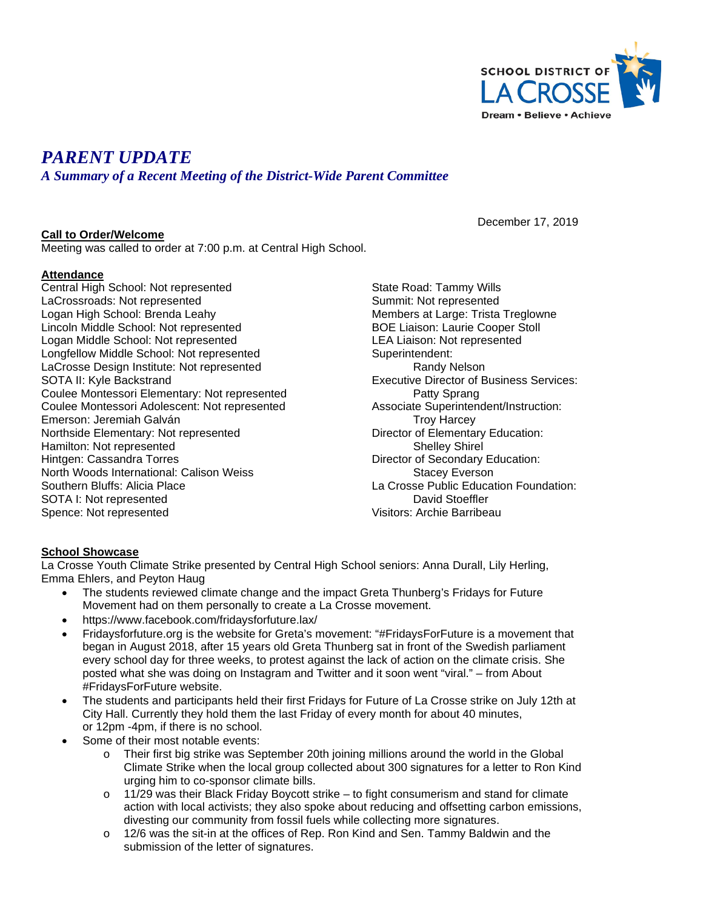SCHOOL DISTRICT OF LA CROSSE
Dream • Believe • Achieve

# *PARENT UPDATE*

### *A Summary of a Recent Meeting of the District-Wide Parent Committee*

December 17, 2019

**Call to Order/Welcome**

Meeting was called to order at 7:00 p.m. at Central High School.

**Attendance**

Central High School: Not represented
LaCrossroads: Not represented
Logan High School: Brenda Leahy
Lincoln Middle School: Not represented
Logan Middle School: Not represented
Longfellow Middle School: Not represented
LaCrosse Design Institute: Not represented
SOTA II: Kyle Backstrand
Coulee Montessori Elementary: Not represented
Coulee Montessori Adolescent: Not represented
Emerson: Jeremiah Galván
Northside Elementary: Not represented
Hamilton: Not represented
Hintgen: Cassandra Torres
North Woods International: Calison Weiss
Southern Bluffs: Alicia Place
SOTA I: Not represented
Spence: Not represented
State Road: Tammy Wills
Summit: Not represented
Members at Large: Trista Treglowne
BOE Liaison: Laurie Cooper Stoll
LEA Liaison: Not represented
Superintendent: Randy Nelson
Executive Director of Business Services: Patty Sprang
Associate Superintendent/Instruction: Troy Harcey
Director of Elementary Education: Shelley Shirel
Director of Secondary Education: Stacey Everson
La Crosse Public Education Foundation: David Stoeffler
Visitors: Archie Barribeau

**School Showcase**

La Crosse Youth Climate Strike presented by Central High School seniors: Anna Durall, Lily Herling, Emma Ehlers, and Peyton Haug

- The students reviewed climate change and the impact Greta Thunberg's Fridays for Future Movement had on them personally to create a La Crosse movement.
- https://www.facebook.com/fridaysforfuture.lax/
- Fridaysforfuture.org is the website for Greta's movement: "#FridaysForFuture is a movement that began in August 2018, after 15 years old Greta Thunberg sat in front of the Swedish parliament every school day for three weeks, to protest against the lack of action on the climate crisis. She posted what she was doing on Instagram and Twitter and it soon went "viral." – from About #FridaysForFuture website.
- The students and participants held their first Fridays for Future of La Crosse strike on July 12th at City Hall. Currently they hold them the last Friday of every month for about 40 minutes, or 12pm -4pm, if there is no school.
- Some of their most notable events:
  - Their first big strike was September 20th joining millions around the world in the Global Climate Strike when the local group collected about 300 signatures for a letter to Ron Kind urging him to co-sponsor climate bills.
  - 11/29 was their Black Friday Boycott strike – to fight consumerism and stand for climate action with local activists; they also spoke about reducing and offsetting carbon emissions, divesting our community from fossil fuels while collecting more signatures.
  - 12/6 was the sit-in at the offices of Rep. Ron Kind and Sen. Tammy Baldwin and the submission of the letter of signatures.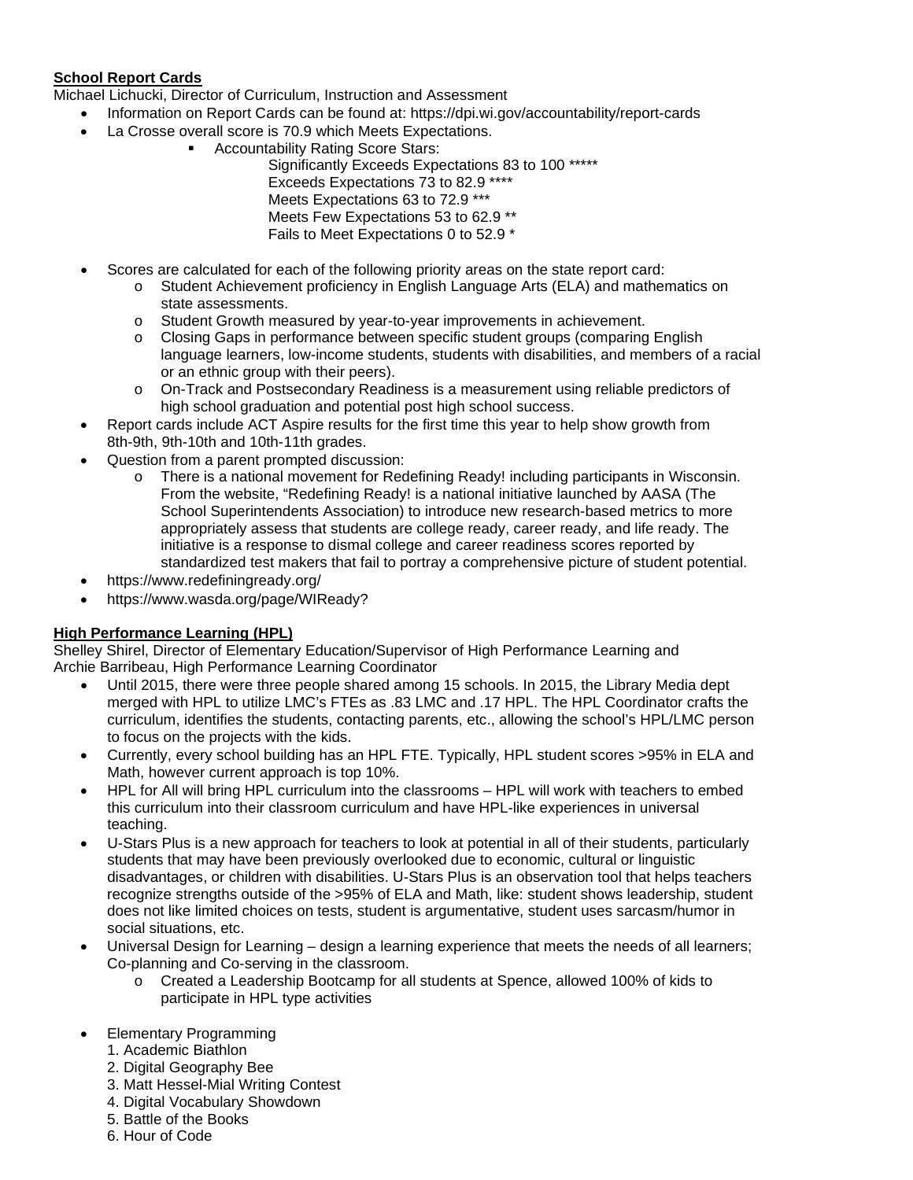**School Report Cards**

Michael Lichucki, Director of Curriculum, Instruction and Assessment

- Information on Report Cards can be found at: https://dpi.wi.gov/accountability/report-cards
- La Crosse overall score is 70.9 which Meets Expectations.
    - Accountability Rating Score Stars:
      Significantly Exceeds Expectations 83 to 100 *****
      Exceeds Expectations 73 to 82.9 ****
      Meets Expectations 63 to 72.9 ***
      Meets Few Expectations 53 to 62.9 **
      Fails to Meet Expectations 0 to 52.9 *
- Scores are calculated for each of the following priority areas on the state report card:
    - Student Achievement proficiency in English Language Arts (ELA) and mathematics on state assessments.
    - Student Growth measured by year-to-year improvements in achievement.
    - Closing Gaps in performance between specific student groups (comparing English language learners, low-income students, students with disabilities, and members of a racial or an ethnic group with their peers).
    - On-Track and Postsecondary Readiness is a measurement using reliable predictors of high school graduation and potential post high school success.
- Report cards include ACT Aspire results for the first time this year to help show growth from 8th-9th, 9th-10th and 10th-11th grades.
- Question from a parent prompted discussion:
    - There is a national movement for Redefining Ready! including participants in Wisconsin. From the website, "Redefining Ready! is a national initiative launched by AASA (The School Superintendents Association) to introduce new research-based metrics to more appropriately assess that students are college ready, career ready, and life ready. The initiative is a response to dismal college and career readiness scores reported by standardized test makers that fail to portray a comprehensive picture of student potential.
- https://www.redefiningready.org/
- https://www.wasda.org/page/WIReady?

**High Performance Learning (HPL)**

Shelley Shirel, Director of Elementary Education/Supervisor of High Performance Learning and Archie Barribeau, High Performance Learning Coordinator

- Until 2015, there were three people shared among 15 schools. In 2015, the Library Media dept merged with HPL to utilize LMC's FTEs as .83 LMC and .17 HPL. The HPL Coordinator crafts the curriculum, identifies the students, contacting parents, etc., allowing the school's HPL/LMC person to focus on the projects with the kids.
- Currently, every school building has an HPL FTE. Typically, HPL student scores >95% in ELA and Math, however current approach is top 10%.
- HPL for All will bring HPL curriculum into the classrooms – HPL will work with teachers to embed this curriculum into their classroom curriculum and have HPL-like experiences in universal teaching.
- U-Stars Plus is a new approach for teachers to look at potential in all of their students, particularly students that may have been previously overlooked due to economic, cultural or linguistic disadvantages, or children with disabilities. U-Stars Plus is an observation tool that helps teachers recognize strengths outside of the >95% of ELA and Math, like: student shows leadership, student does not like limited choices on tests, student is argumentative, student uses sarcasm/humor in social situations, etc.
- Universal Design for Learning – design a learning experience that meets the needs of all learners; Co-planning and Co-serving in the classroom.
    - Created a Leadership Bootcamp for all students at Spence, allowed 100% of kids to participate in HPL type activities
- Elementary Programming
  1. Academic Biathlon
  2. Digital Geography Bee
  3. Matt Hessel-Mial Writing Contest
  4. Digital Vocabulary Showdown
  5. Battle of the Books
  6. Hour of Code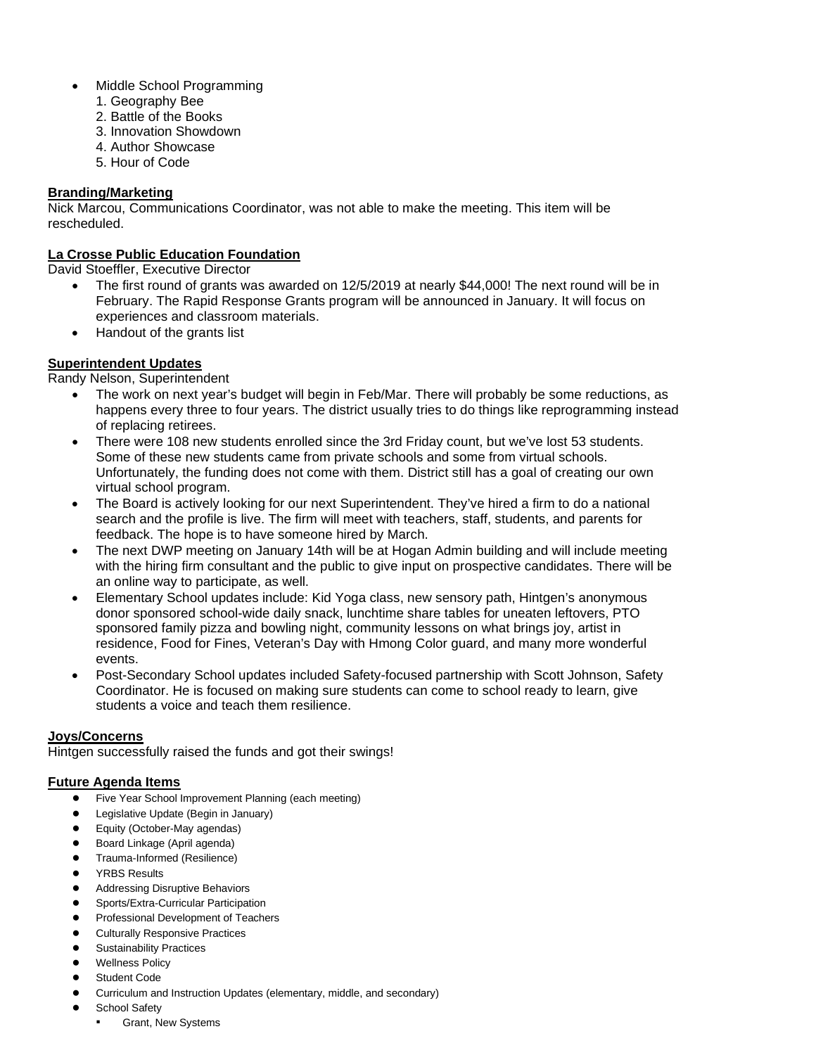- Middle School Programming
  1. Geography Bee
  2. Battle of the Books
  3. Innovation Showdown
  4. Author Showcase
  5. Hour of Code

**Branding/Marketing**

Nick Marcou, Communications Coordinator, was not able to make the meeting. This item will be rescheduled.

**La Crosse Public Education Foundation**

David Stoeffler, Executive Director

- The first round of grants was awarded on 12/5/2019 at nearly $44,000! The next round will be in February. The Rapid Response Grants program will be announced in January. It will focus on experiences and classroom materials.
- Handout of the grants list

**Superintendent Updates**

Randy Nelson, Superintendent

- The work on next year's budget will begin in Feb/Mar. There will probably be some reductions, as happens every three to four years. The district usually tries to do things like reprogramming instead of replacing retirees.
- There were 108 new students enrolled since the 3rd Friday count, but we've lost 53 students. Some of these new students came from private schools and some from virtual schools. Unfortunately, the funding does not come with them. District still has a goal of creating our own virtual school program.
- The Board is actively looking for our next Superintendent. They've hired a firm to do a national search and the profile is live. The firm will meet with teachers, staff, students, and parents for feedback. The hope is to have someone hired by March.
- The next DWP meeting on January 14th will be at Hogan Admin building and will include meeting with the hiring firm consultant and the public to give input on prospective candidates. There will be an online way to participate, as well.
- Elementary School updates include: Kid Yoga class, new sensory path, Hintgen's anonymous donor sponsored school-wide daily snack, lunchtime share tables for uneaten leftovers, PTO sponsored family pizza and bowling night, community lessons on what brings joy, artist in residence, Food for Fines, Veteran's Day with Hmong Color guard, and many more wonderful events.
- Post-Secondary School updates included Safety-focused partnership with Scott Johnson, Safety Coordinator. He is focused on making sure students can come to school ready to learn, give students a voice and teach them resilience.

**Joys/Concerns**

Hintgen successfully raised the funds and got their swings!

**Future Agenda Items**

- Five Year School Improvement Planning (each meeting)
- Legislative Update (Begin in January)
- Equity (October-May agendas)
- Board Linkage (April agenda)
- Trauma-Informed (Resilience)
- YRBS Results
- Addressing Disruptive Behaviors
- Sports/Extra-Curricular Participation
- Professional Development of Teachers
- Culturally Responsive Practices
- Sustainability Practices
- Wellness Policy
- Student Code
- Curriculum and Instruction Updates (elementary, middle, and secondary)
- School Safety
  - Grant, New Systems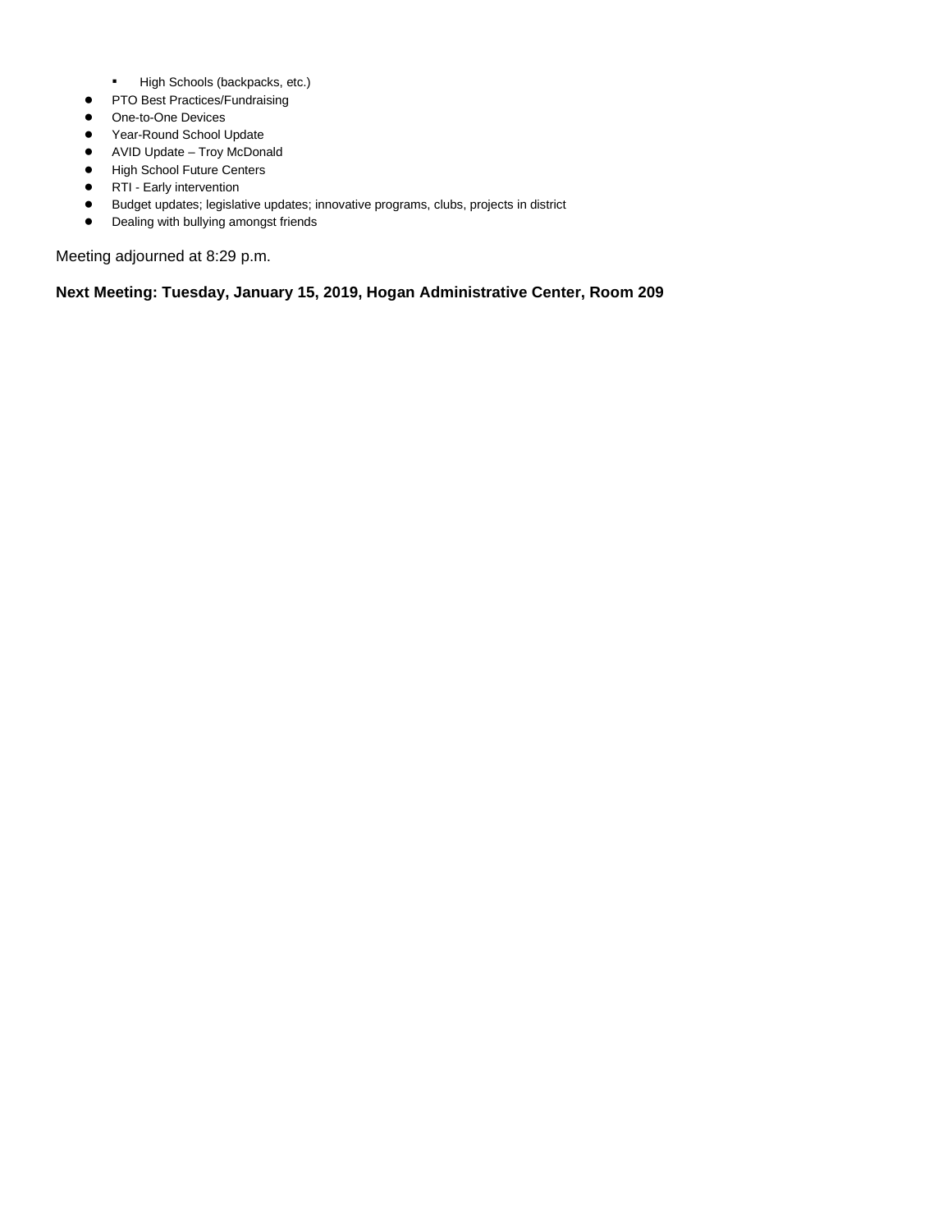- High Schools (backpacks, etc.)
- PTO Best Practices/Fundraising
- One-to-One Devices
- Year-Round School Update
- AVID Update – Troy McDonald
- High School Future Centers
- RTI - Early intervention
- Budget updates; legislative updates; innovative programs, clubs, projects in district
- Dealing with bullying amongst friends

Meeting adjourned at 8:29 p.m.

**Next Meeting: Tuesday, January 15, 2019, Hogan Administrative Center, Room 209**